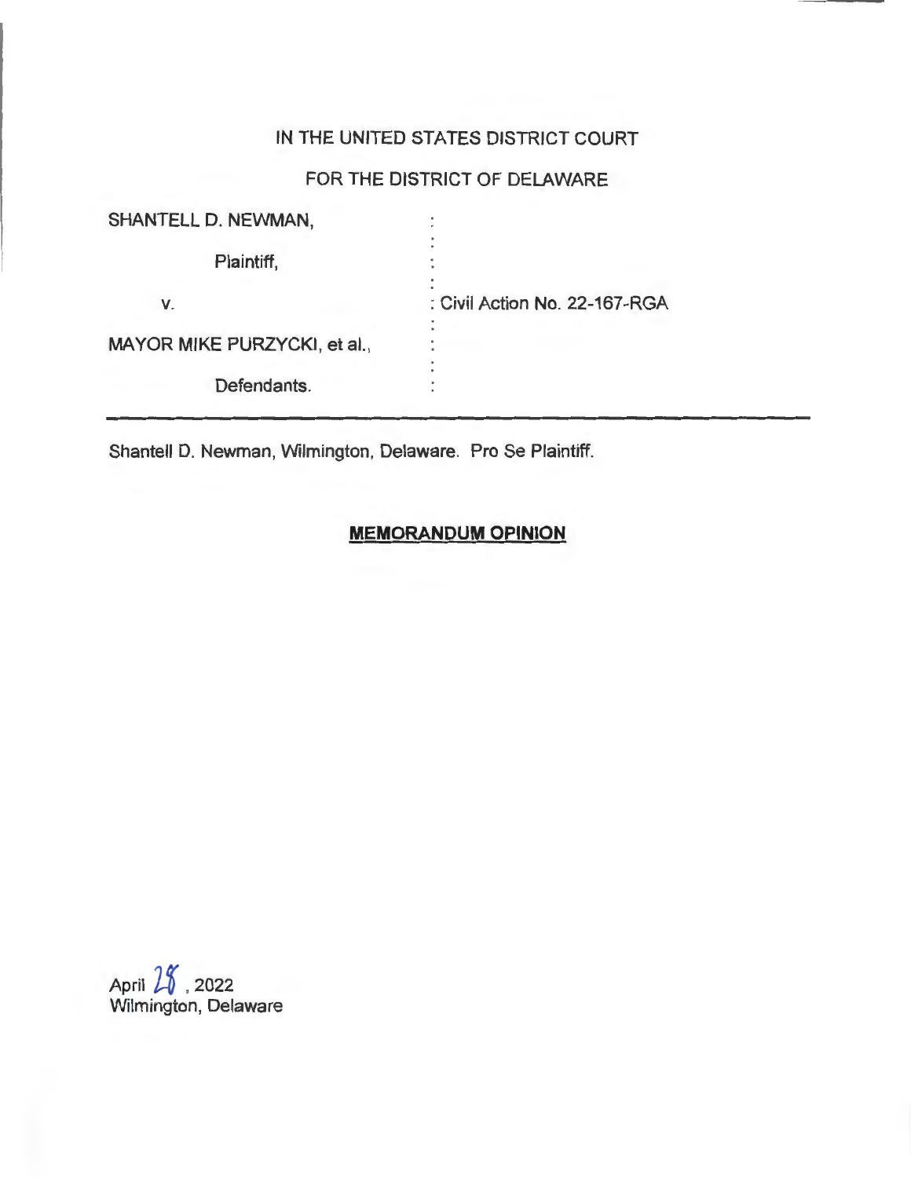IN THE UNITED STATES DISTRICT COURT

FOR THE DISTRICT OF DELAWARE

| | |
|---|---|
| SHANTELL D. NEWMAN, | |
| Plaintiff, | |
| v. | Civil Action No. 22-167-RGA |
| MAYOR MIKE PURZYCKI, et al., | |
| Defendants. | |

---

Shantell D. Newman, Wilmington, Delaware. Pro Se Plaintiff.

**MEMORANDUM OPINION**

April 28, 2022
Wilmington, Delaware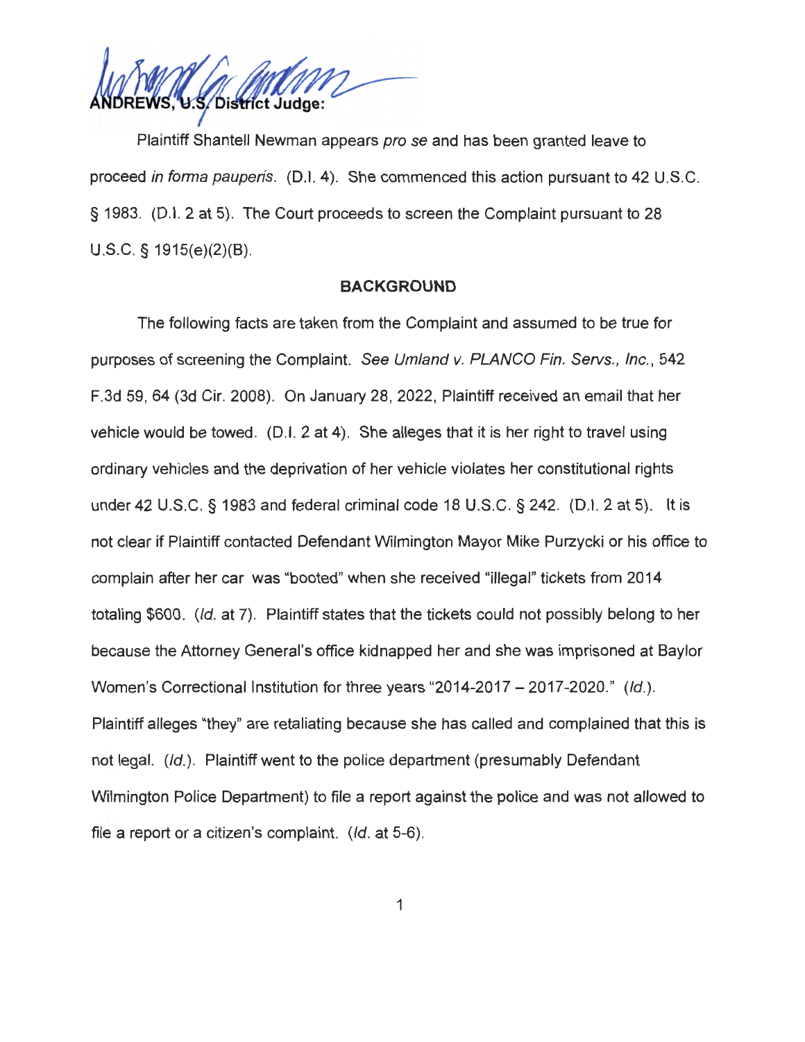**ANDREWS, U.S. District Judge:**

Plaintiff Shantell Newman appears *pro se* and has been granted leave to proceed *in forma pauperis*. (D.I. 4). She commenced this action pursuant to 42 U.S.C. § 1983. (D.I. 2 at 5). The Court proceeds to screen the Complaint pursuant to 28 U.S.C. § 1915(e)(2)(B).

## BACKGROUND

The following facts are taken from the Complaint and assumed to be true for purposes of screening the Complaint. *See Umland v. PLANCO Fin. Servs., Inc.*, 542 F.3d 59, 64 (3d Cir. 2008). On January 28, 2022, Plaintiff received an email that her vehicle would be towed. (D.I. 2 at 4). She alleges that it is her right to travel using ordinary vehicles and the deprivation of her vehicle violates her constitutional rights under 42 U.S.C. § 1983 and federal criminal code 18 U.S.C. § 242. (D.I. 2 at 5). It is not clear if Plaintiff contacted Defendant Wilmington Mayor Mike Purzycki or his office to complain after her car was "booted" when she received "illegal" tickets from 2014 totaling $600. (*Id.* at 7). Plaintiff states that the tickets could not possibly belong to her because the Attorney General's office kidnapped her and she was imprisoned at Baylor Women's Correctional Institution for three years "2014-2017 – 2017-2020." (*Id.*). Plaintiff alleges "they" are retaliating because she has called and complained that this is not legal. (*Id.*). Plaintiff went to the police department (presumably Defendant Wilmington Police Department) to file a report against the police and was not allowed to file a report or a citizen's complaint. (*Id.* at 5-6).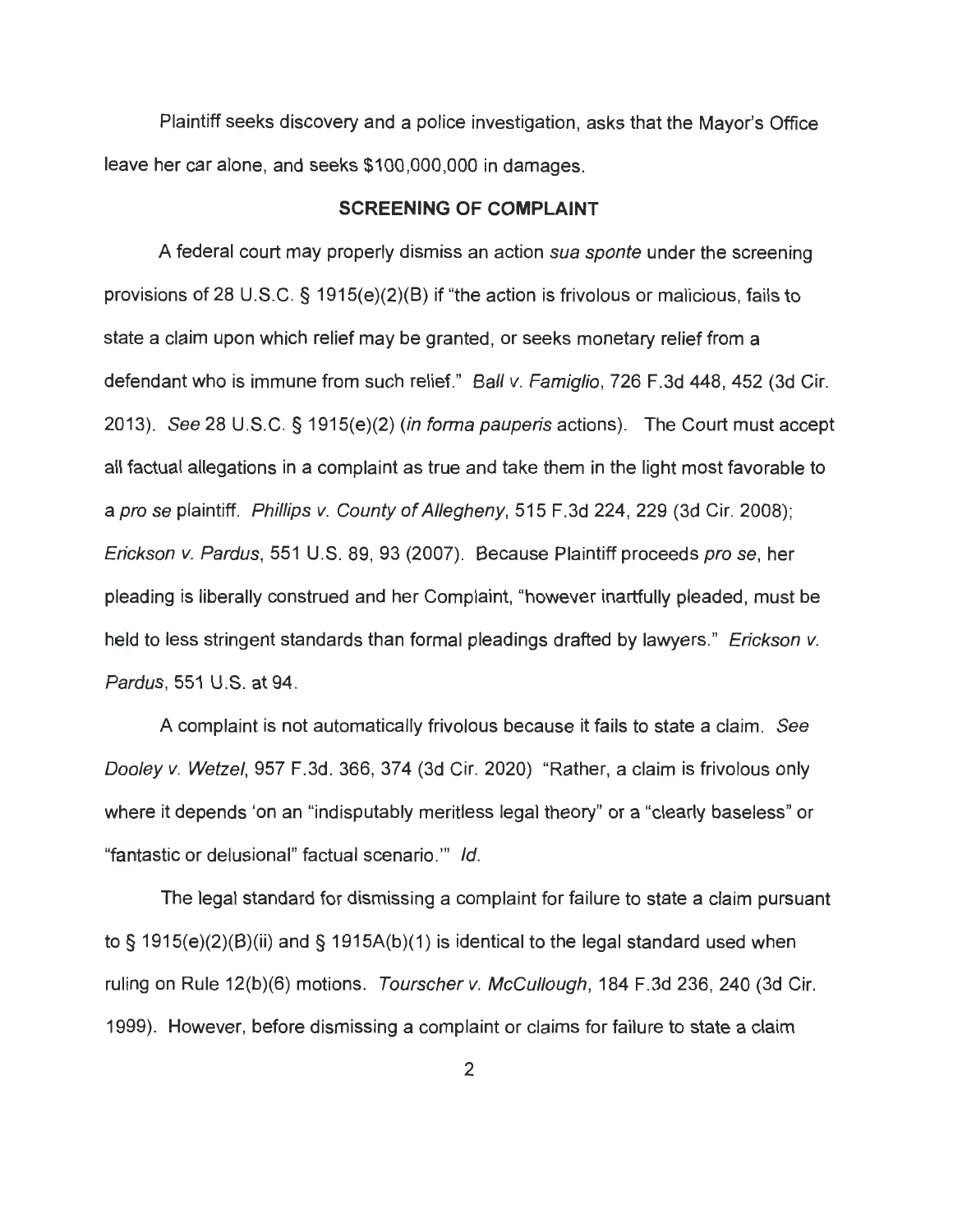Plaintiff seeks discovery and a police investigation, asks that the Mayor's Office leave her car alone, and seeks $100,000,000 in damages.

## SCREENING OF COMPLAINT

A federal court may properly dismiss an action *sua sponte* under the screening provisions of 28 U.S.C. § 1915(e)(2)(B) if "the action is frivolous or malicious, fails to state a claim upon which relief may be granted, or seeks monetary relief from a defendant who is immune from such relief." *Ball v. Famiglio*, 726 F.3d 448, 452 (3d Cir. 2013). *See* 28 U.S.C. § 1915(e)(2) (*in forma pauperis* actions). The Court must accept all factual allegations in a complaint as true and take them in the light most favorable to a *pro se* plaintiff. *Phillips v. County of Allegheny*, 515 F.3d 224, 229 (3d Cir. 2008); *Erickson v. Pardus*, 551 U.S. 89, 93 (2007). Because Plaintiff proceeds *pro se*, her pleading is liberally construed and her Complaint, "however inartfully pleaded, must be held to less stringent standards than formal pleadings drafted by lawyers." *Erickson v. Pardus*, 551 U.S. at 94.

A complaint is not automatically frivolous because it fails to state a claim. *See Dooley v. Wetzel*, 957 F.3d. 366, 374 (3d Cir. 2020) "Rather, a claim is frivolous only where it depends 'on an "indisputably meritless legal theory" or a "clearly baseless" or "fantastic or delusional" factual scenario.'" *Id.*

The legal standard for dismissing a complaint for failure to state a claim pursuant to § 1915(e)(2)(B)(ii) and § 1915A(b)(1) is identical to the legal standard used when ruling on Rule 12(b)(6) motions. *Tourscher v. McCullough*, 184 F.3d 236, 240 (3d Cir. 1999). However, before dismissing a complaint or claims for failure to state a claim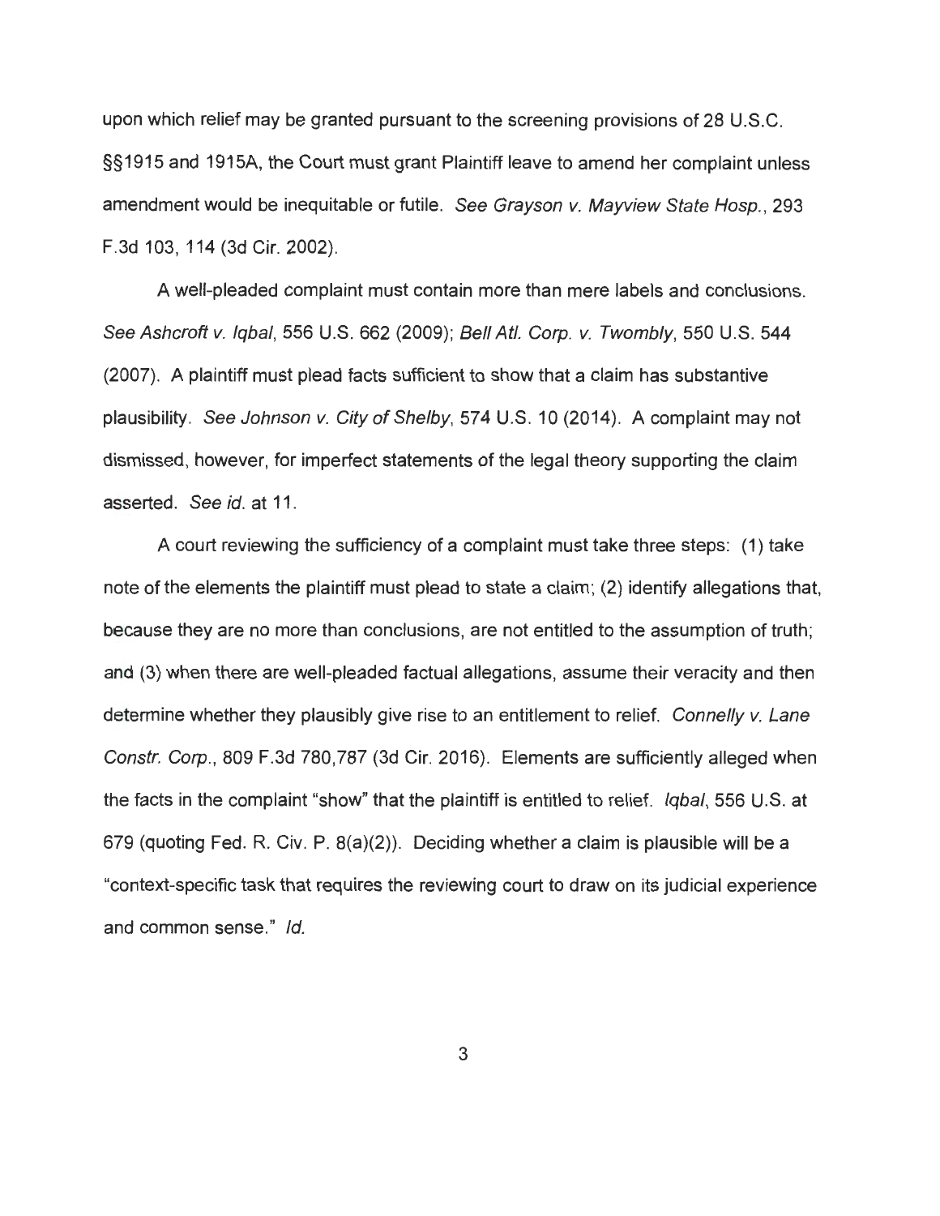upon which relief may be granted pursuant to the screening provisions of 28 U.S.C. §§1915 and 1915A, the Court must grant Plaintiff leave to amend her complaint unless amendment would be inequitable or futile. *See Grayson v. Mayview State Hosp.*, 293 F.3d 103, 114 (3d Cir. 2002).

A well-pleaded complaint must contain more than mere labels and conclusions. *See Ashcroft v. Iqbal*, 556 U.S. 662 (2009); *Bell Atl. Corp. v. Twombly*, 550 U.S. 544 (2007). A plaintiff must plead facts sufficient to show that a claim has substantive plausibility. *See Johnson v. City of Shelby*, 574 U.S. 10 (2014). A complaint may not dismissed, however, for imperfect statements of the legal theory supporting the claim asserted. *See id.* at 11.

A court reviewing the sufficiency of a complaint must take three steps: (1) take note of the elements the plaintiff must plead to state a claim; (2) identify allegations that, because they are no more than conclusions, are not entitled to the assumption of truth; and (3) when there are well-pleaded factual allegations, assume their veracity and then determine whether they plausibly give rise to an entitlement to relief. *Connelly v. Lane Constr. Corp.*, 809 F.3d 780,787 (3d Cir. 2016). Elements are sufficiently alleged when the facts in the complaint "show" that the plaintiff is entitled to relief. *Iqbal*, 556 U.S. at 679 (quoting Fed. R. Civ. P. 8(a)(2)). Deciding whether a claim is plausible will be a "context-specific task that requires the reviewing court to draw on its judicial experience and common sense." *Id.*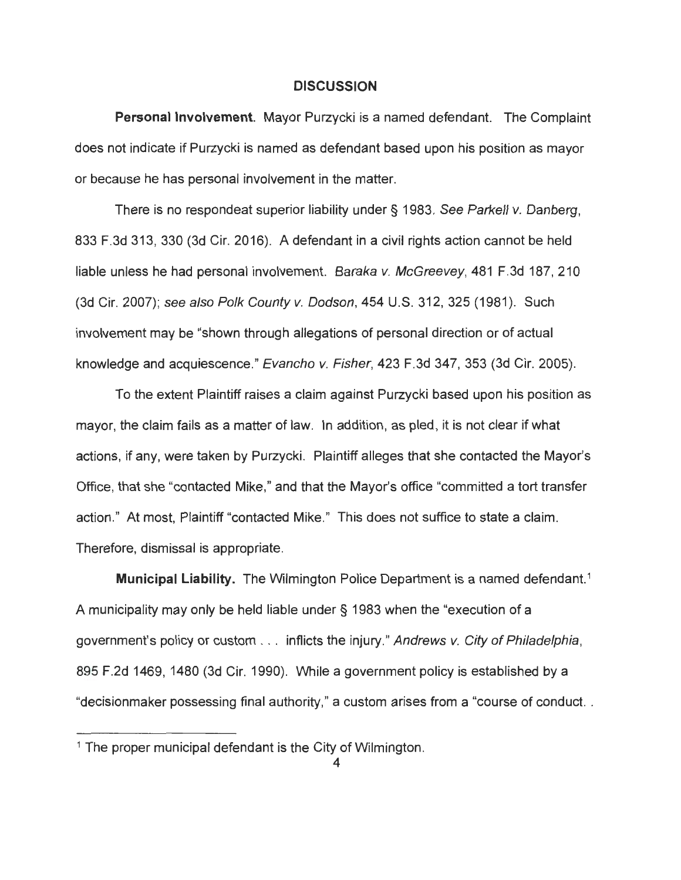## DISCUSSION

**Personal Involvement.** Mayor Purzycki is a named defendant. The Complaint does not indicate if Purzycki is named as defendant based upon his position as mayor or because he has personal involvement in the matter.

There is no respondeat superior liability under § 1983. *See Parkell v. Danberg*, 833 F.3d 313, 330 (3d Cir. 2016). A defendant in a civil rights action cannot be held liable unless he had personal involvement. *Baraka v. McGreevey*, 481 F.3d 187, 210 (3d Cir. 2007); *see also Polk County v. Dodson*, 454 U.S. 312, 325 (1981). Such involvement may be "shown through allegations of personal direction or of actual knowledge and acquiescence." *Evancho v. Fisher*, 423 F.3d 347, 353 (3d Cir. 2005).

To the extent Plaintiff raises a claim against Purzycki based upon his position as mayor, the claim fails as a matter of law. In addition, as pled, it is not clear if what actions, if any, were taken by Purzycki. Plaintiff alleges that she contacted the Mayor's Office, that she "contacted Mike," and that the Mayor's office "committed a tort transfer action." At most, Plaintiff "contacted Mike." This does not suffice to state a claim. Therefore, dismissal is appropriate.

**Municipal Liability.** The Wilmington Police Department is a named defendant.[1] A municipality may only be held liable under § 1983 when the "execution of a government's policy or custom . . . inflicts the injury." *Andrews v. City of Philadelphia*, 895 F.2d 1469, 1480 (3d Cir. 1990). While a government policy is established by a "decisionmaker possessing final authority," a custom arises from a "course of conduct. .

[1] The proper municipal defendant is the City of Wilmington.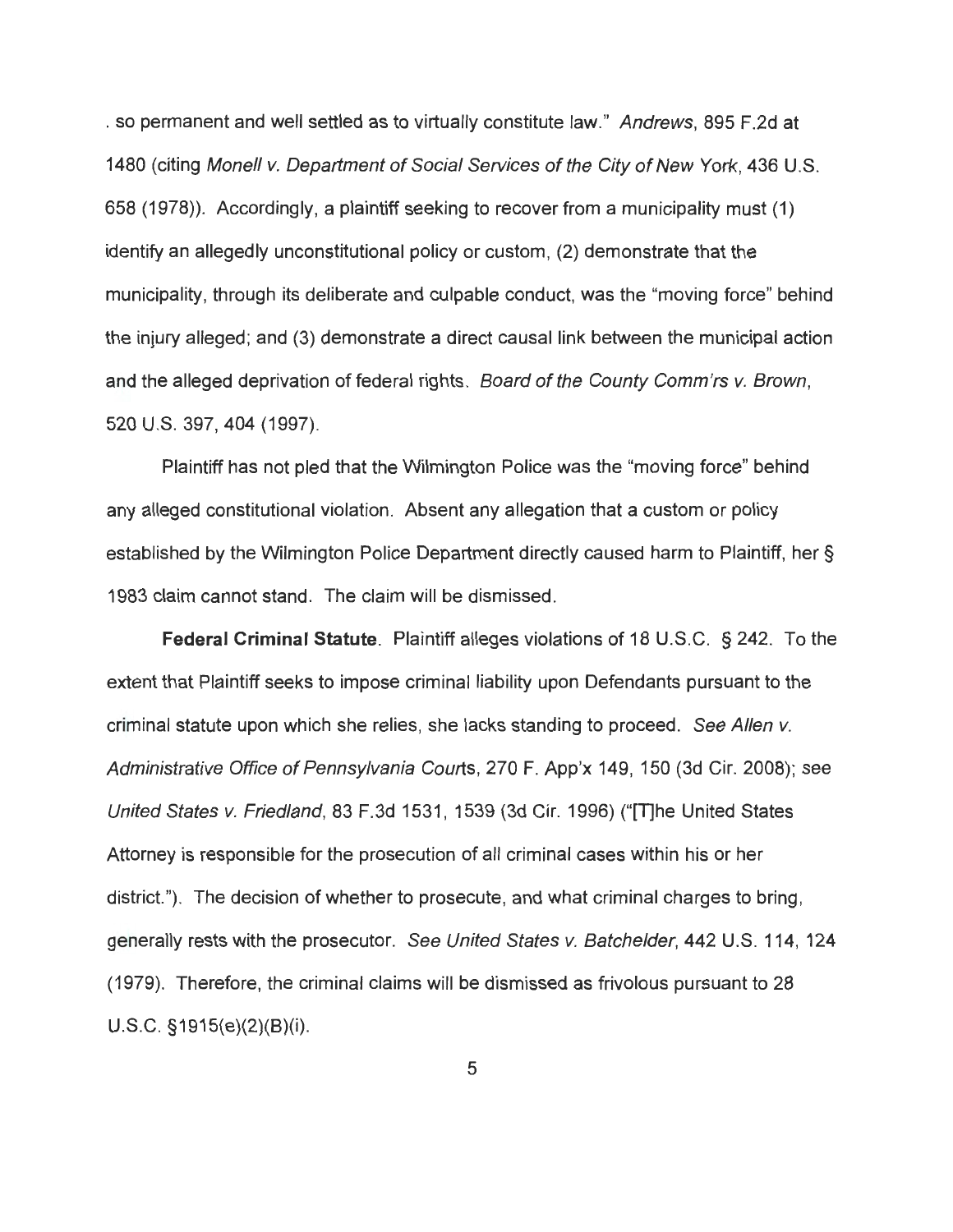. so permanent and well settled as to virtually constitute law." *Andrews*, 895 F.2d at 1480 (citing *Monell v. Department of Social Services of the City of New York*, 436 U.S. 658 (1978)). Accordingly, a plaintiff seeking to recover from a municipality must (1) identify an allegedly unconstitutional policy or custom, (2) demonstrate that the municipality, through its deliberate and culpable conduct, was the "moving force" behind the injury alleged; and (3) demonstrate a direct causal link between the municipal action and the alleged deprivation of federal rights. *Board of the County Comm'rs v. Brown*, 520 U.S. 397, 404 (1997).

Plaintiff has not pled that the Wilmington Police was the "moving force" behind any alleged constitutional violation. Absent any allegation that a custom or policy established by the Wilmington Police Department directly caused harm to Plaintiff, her § 1983 claim cannot stand. The claim will be dismissed.

**Federal Criminal Statute**. Plaintiff alleges violations of 18 U.S.C. § 242. To the extent that Plaintiff seeks to impose criminal liability upon Defendants pursuant to the criminal statute upon which she relies, she lacks standing to proceed. *See Allen v. Administrative Office of Pennsylvania Courts*, 270 F. App'x 149, 150 (3d Cir. 2008); see *United States v. Friedland*, 83 F.3d 1531, 1539 (3d Cir. 1996) ("[T]he United States Attorney is responsible for the prosecution of all criminal cases within his or her district."). The decision of whether to prosecute, and what criminal charges to bring, generally rests with the prosecutor. *See United States v. Batchelder*, 442 U.S. 114, 124 (1979). Therefore, the criminal claims will be dismissed as frivolous pursuant to 28 U.S.C. §1915(e)(2)(B)(i).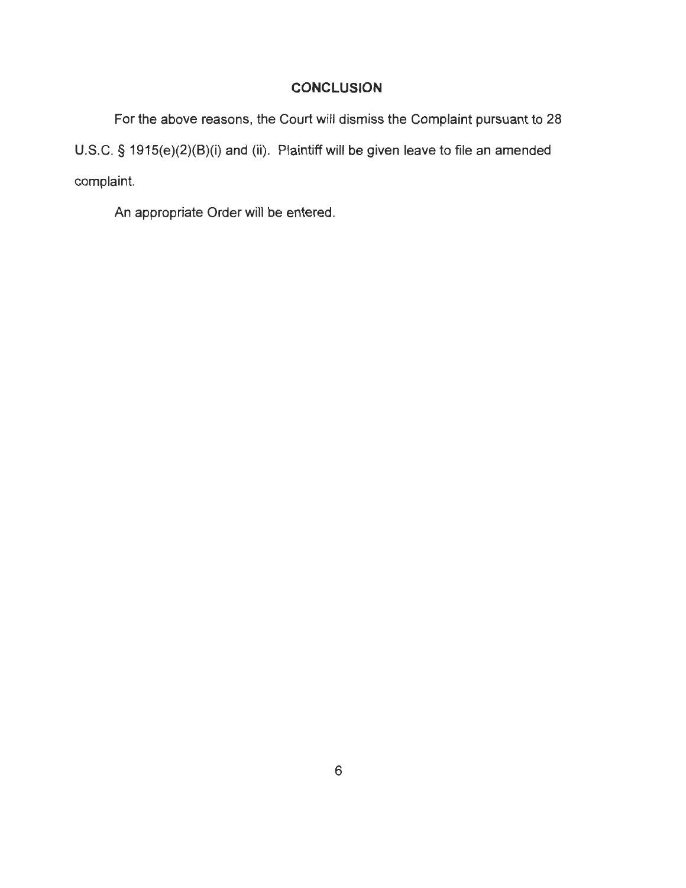## CONCLUSION

For the above reasons, the Court will dismiss the Complaint pursuant to 28 U.S.C. § 1915(e)(2)(B)(i) and (ii). Plaintiff will be given leave to file an amended complaint.

An appropriate Order will be entered.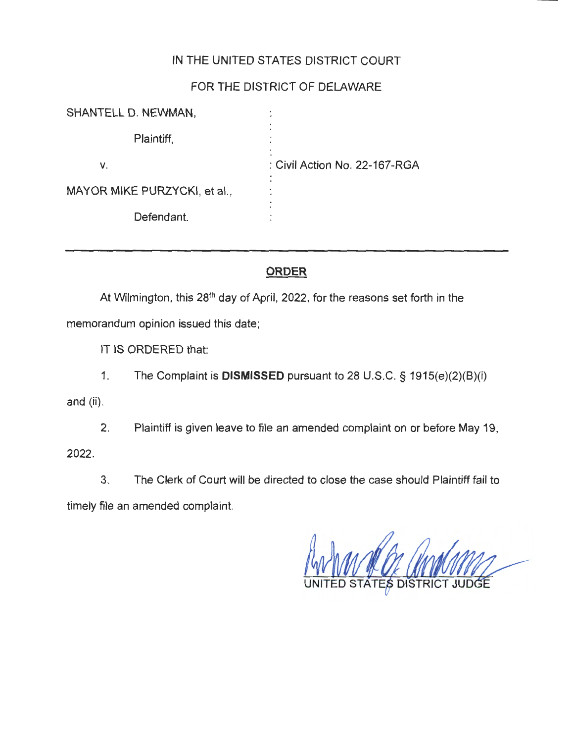IN THE UNITED STATES DISTRICT COURT

FOR THE DISTRICT OF DELAWARE

| | |
|---|---|
| SHANTELL D. NEWMAN, | : |
| Plaintiff, | : |
| v. | : Civil Action No. 22-167-RGA |
| MAYOR MIKE PURZYCKI, et al., | : |
| Defendant. | : |

---

**ORDER**

At Wilmington, this 28th day of April, 2022, for the reasons set forth in the memorandum opinion issued this date;

IT IS ORDERED that:

1. The Complaint is **DISMISSED** pursuant to 28 U.S.C. § 1915(e)(2)(B)(i) and (ii).

2. Plaintiff is given leave to file an amended complaint on or before May 19, 2022.

3. The Clerk of Court will be directed to close the case should Plaintiff fail to timely file an amended complaint.

UNITED STATES DISTRICT JUDGE